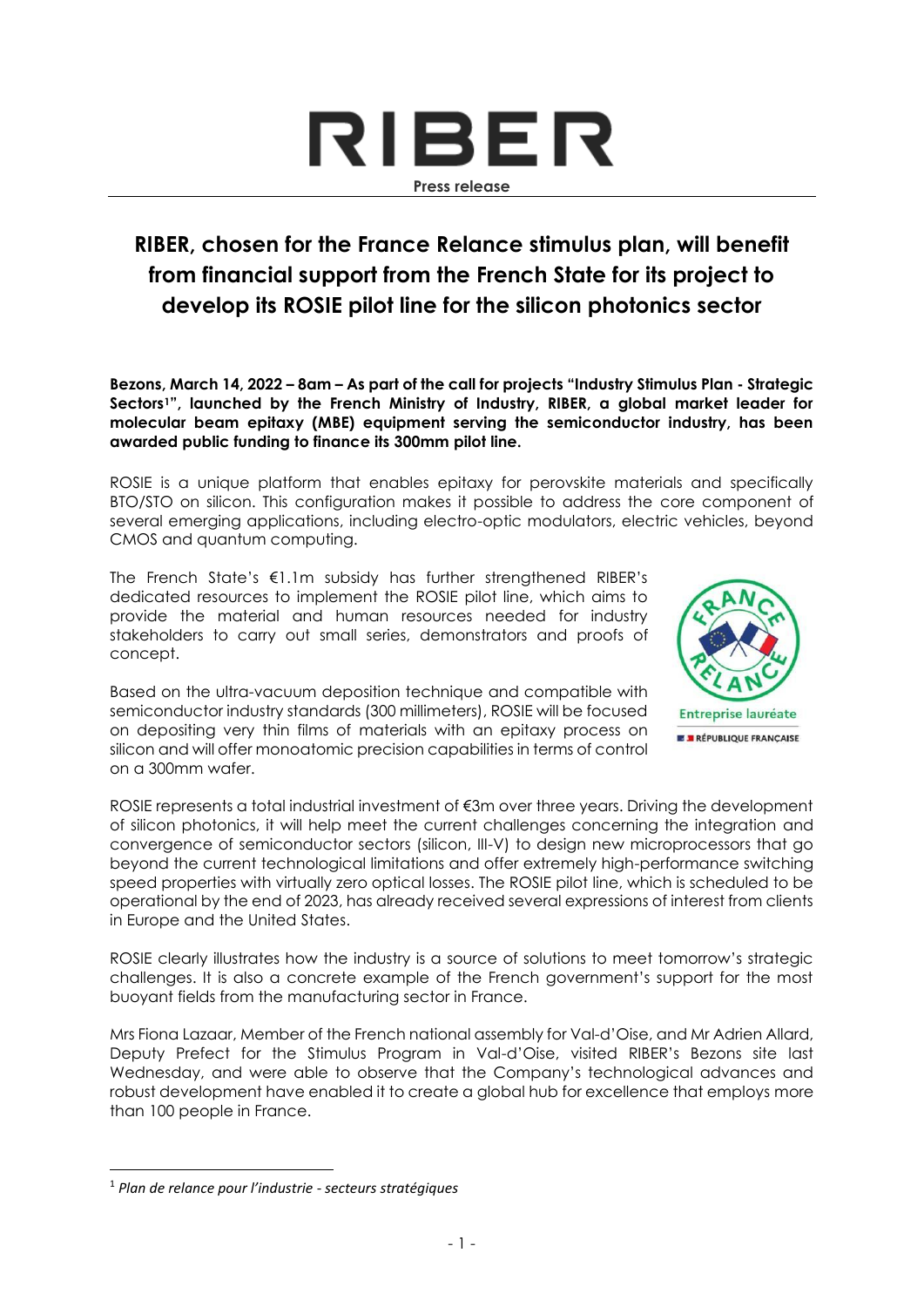# RIBER

Press release

## RIBER, chosen for the France Relance stimulus plan, will benefit from financial support from the French State for its project to develop its ROSIE pilot line for the silicon photonics sector

**Bezons, March 14, 2022 – 8am – As part of the call for projects "Industry Stimulus Plan - Strategic Sectors[1]", launched by the French Ministry of Industry, RIBER, a global market leader for molecular beam epitaxy (MBE) equipment serving the semiconductor industry, has been awarded public funding to finance its 300mm pilot line.**

ROSIE is a unique platform that enables epitaxy for perovskite materials and specifically BTO/STO on silicon. This configuration makes it possible to address the core component of several emerging applications, including electro-optic modulators, electric vehicles, beyond CMOS and quantum computing.

The French State's €1.1m subsidy has further strengthened RIBER's dedicated resources to implement the ROSIE pilot line, which aims to provide the material and human resources needed for industry stakeholders to carry out small series, demonstrators and proofs of concept.

Based on the ultra-vacuum deposition technique and compatible with semiconductor industry standards (300 millimeters), ROSIE will be focused on depositing very thin films of materials with an epitaxy process on silicon and will offer monoatomic precision capabilities in terms of control on a 300mm wafer.

ROSIE represents a total industrial investment of €3m over three years. Driving the development of silicon photonics, it will help meet the current challenges concerning the integration and convergence of semiconductor sectors (silicon, III-V) to design new microprocessors that go beyond the current technological limitations and offer extremely high-performance switching speed properties with virtually zero optical losses. The ROSIE pilot line, which is scheduled to be operational by the end of 2023, has already received several expressions of interest from clients in Europe and the United States.

ROSIE clearly illustrates how the industry is a source of solutions to meet tomorrow's strategic challenges. It is also a concrete example of the French government's support for the most buoyant fields from the manufacturing sector in France.

Mrs Fiona Lazaar, Member of the French national assembly for Val-d'Oise, and Mr Adrien Allard, Deputy Prefect for the Stimulus Program in Val-d'Oise, visited RIBER's Bezons site last Wednesday, and were able to observe that the Company's technological advances and robust development have enabled it to create a global hub for excellence that employs more than 100 people in France.

---

[1] *Plan de relance pour l'industrie - secteurs stratégiques*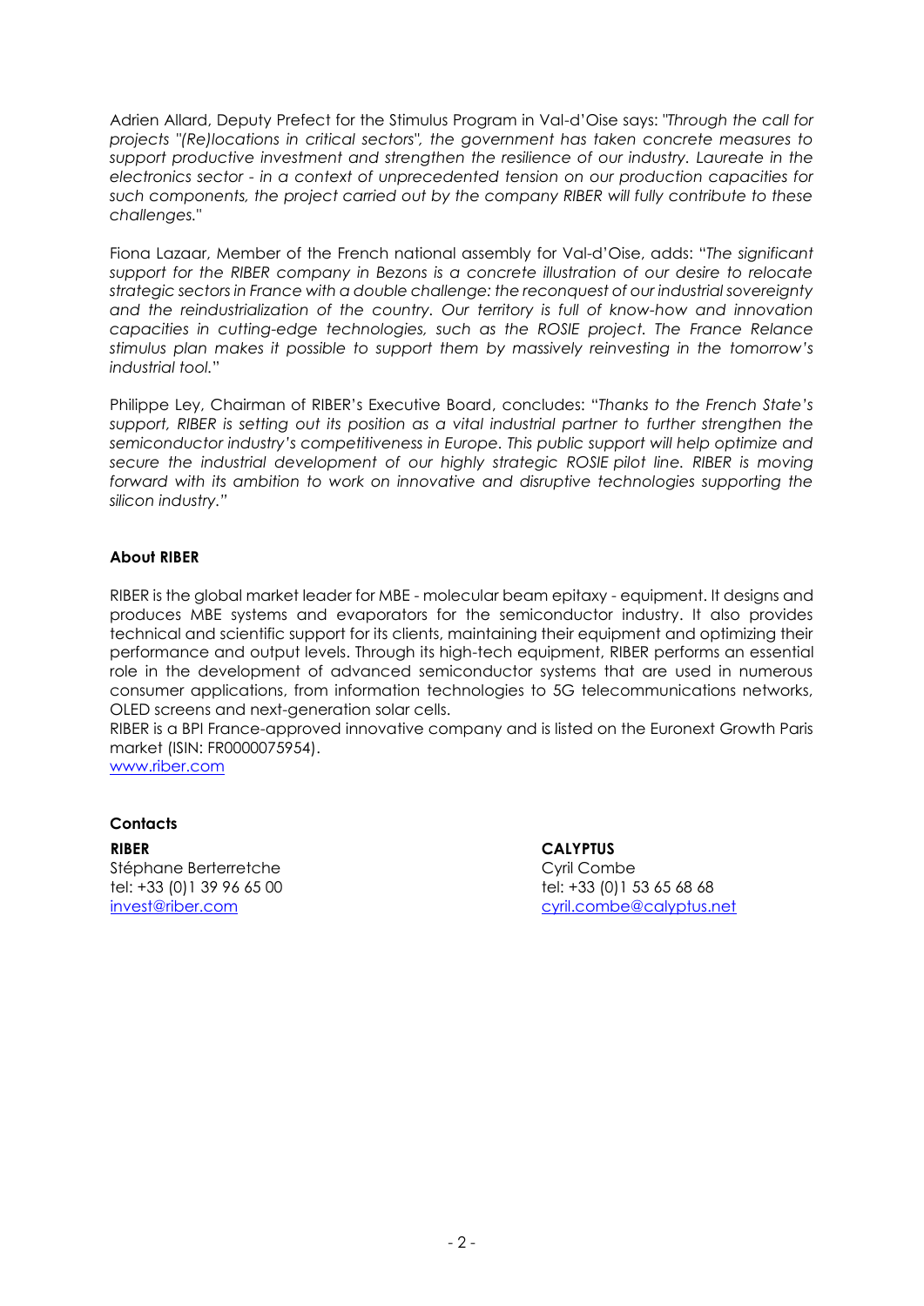Adrien Allard, Deputy Prefect for the Stimulus Program in Val-d'Oise says: *"Through the call for projects "(Re)locations in critical sectors", the government has taken concrete measures to support productive investment and strengthen the resilience of our industry. Laureate in the electronics sector - in a context of unprecedented tension on our production capacities for such components, the project carried out by the company RIBER will fully contribute to these challenges."*

Fiona Lazaar, Member of the French national assembly for Val-d'Oise, adds: "*The significant support for the RIBER company in Bezons is a concrete illustration of our desire to relocate strategic sectors in France with a double challenge: the reconquest of our industrial sovereignty and the reindustrialization of the country. Our territory is full of know-how and innovation capacities in cutting-edge technologies, such as the ROSIE project. The France Relance stimulus plan makes it possible to support them by massively reinvesting in the tomorrow's industrial tool.*"

Philippe Ley, Chairman of RIBER's Executive Board, concludes: "*Thanks to the French State's support, RIBER is setting out its position as a vital industrial partner to further strengthen the semiconductor industry's competitiveness in Europe. This public support will help optimize and secure the industrial development of our highly strategic ROSIE pilot line. RIBER is moving forward with its ambition to work on innovative and disruptive technologies supporting the silicon industry.*"

**About RIBER**

RIBER is the global market leader for MBE - molecular beam epitaxy - equipment. It designs and produces MBE systems and evaporators for the semiconductor industry. It also provides technical and scientific support for its clients, maintaining their equipment and optimizing their performance and output levels. Through its high-tech equipment, RIBER performs an essential role in the development of advanced semiconductor systems that are used in numerous consumer applications, from information technologies to 5G telecommunications networks, OLED screens and next-generation solar cells.
RIBER is a BPI France-approved innovative company and is listed on the Euronext Growth Paris market (ISIN: FR0000075954).
www.riber.com

**Contacts**

**RIBER**
Stéphane Berterretche
tel: +33 (0)1 39 96 65 00
invest@riber.com

**CALYPTUS**
Cyril Combe
tel: +33 (0)1 53 65 68 68
cyril.combe@calyptus.net